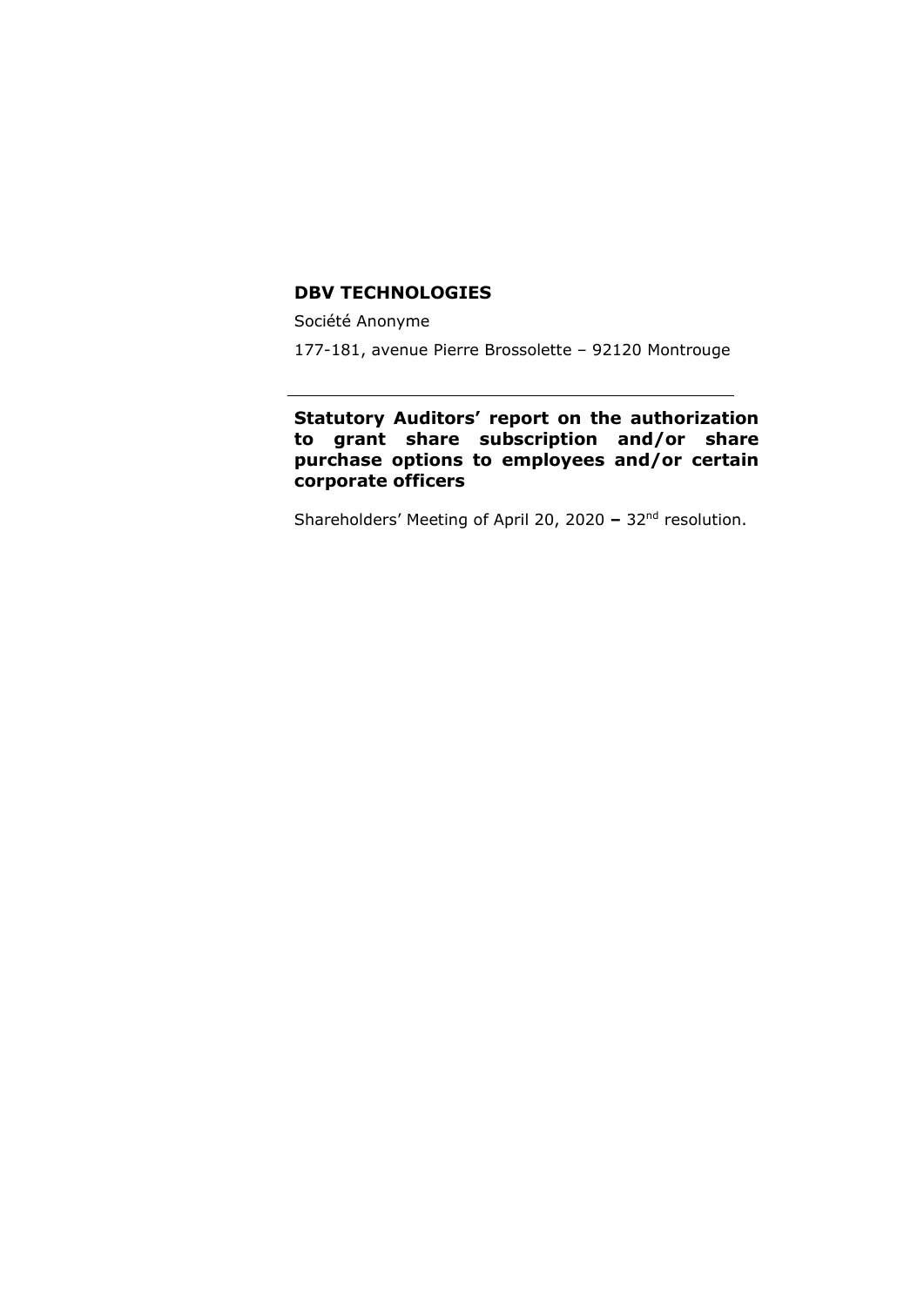# DBV TECHNOLOGIES

Société Anonyme

177-181, avenue Pierre Brossolette – 92120 Montrouge

---

## Statutory Auditors' report on the authorization to grant share subscription and/or share purchase options to employees and/or certain corporate officers

Shareholders' Meeting of April 20, 2020 **–** 32nd resolution.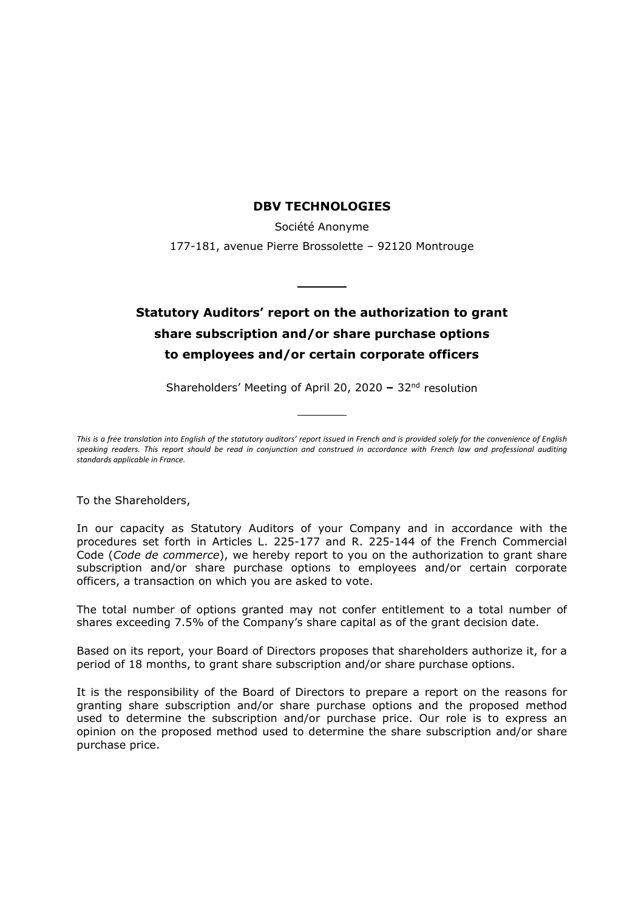**DBV TECHNOLOGIES**

Société Anonyme

177-181, avenue Pierre Brossolette – 92120 Montrouge

---

# Statutory Auditors' report on the authorization to grant share subscription and/or share purchase options to employees and/or certain corporate officers

Shareholders' Meeting of April 20, 2020 **–** 32nd resolution

---

*This is a free translation into English of the statutory auditors' report issued in French and is provided solely for the convenience of English speaking readers. This report should be read in conjunction and construed in accordance with French law and professional auditing standards applicable in France.*

To the Shareholders,

In our capacity as Statutory Auditors of your Company and in accordance with the procedures set forth in Articles L. 225-177 and R. 225-144 of the French Commercial Code (*Code de commerce*), we hereby report to you on the authorization to grant share subscription and/or share purchase options to employees and/or certain corporate officers, a transaction on which you are asked to vote.

The total number of options granted may not confer entitlement to a total number of shares exceeding 7.5% of the Company's share capital as of the grant decision date.

Based on its report, your Board of Directors proposes that shareholders authorize it, for a period of 18 months, to grant share subscription and/or share purchase options.

It is the responsibility of the Board of Directors to prepare a report on the reasons for granting share subscription and/or share purchase options and the proposed method used to determine the subscription and/or purchase price. Our role is to express an opinion on the proposed method used to determine the share subscription and/or share purchase price.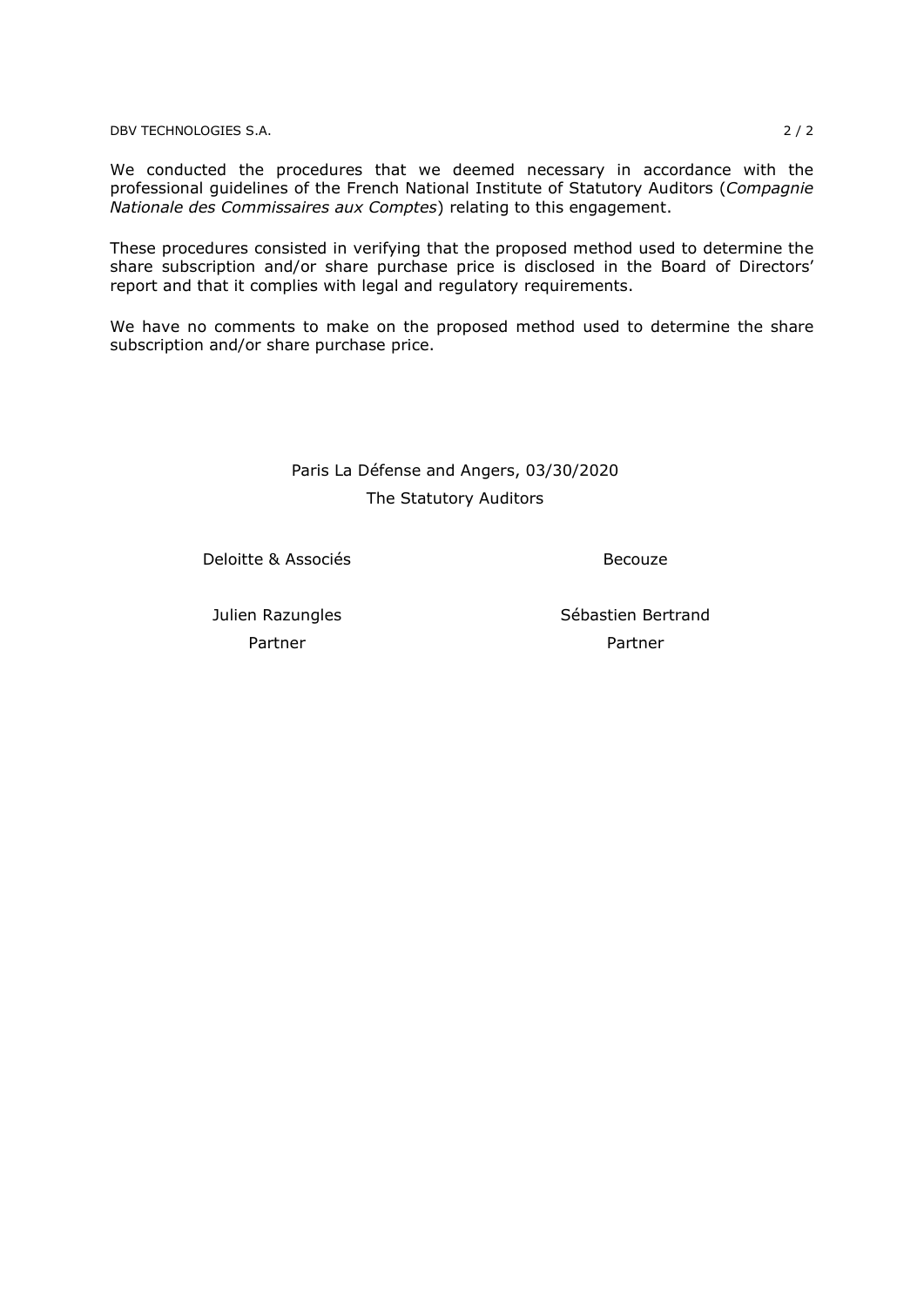We conducted the procedures that we deemed necessary in accordance with the professional guidelines of the French National Institute of Statutory Auditors (*Compagnie Nationale des Commissaires aux Comptes*) relating to this engagement.

These procedures consisted in verifying that the proposed method used to determine the share subscription and/or share purchase price is disclosed in the Board of Directors' report and that it complies with legal and regulatory requirements.

We have no comments to make on the proposed method used to determine the share subscription and/or share purchase price.

Paris La Défense and Angers, 03/30/2020

The Statutory Auditors

Deloitte & Associés

Julien Razungles

Partner

Becouze

Sébastien Bertrand

Partner